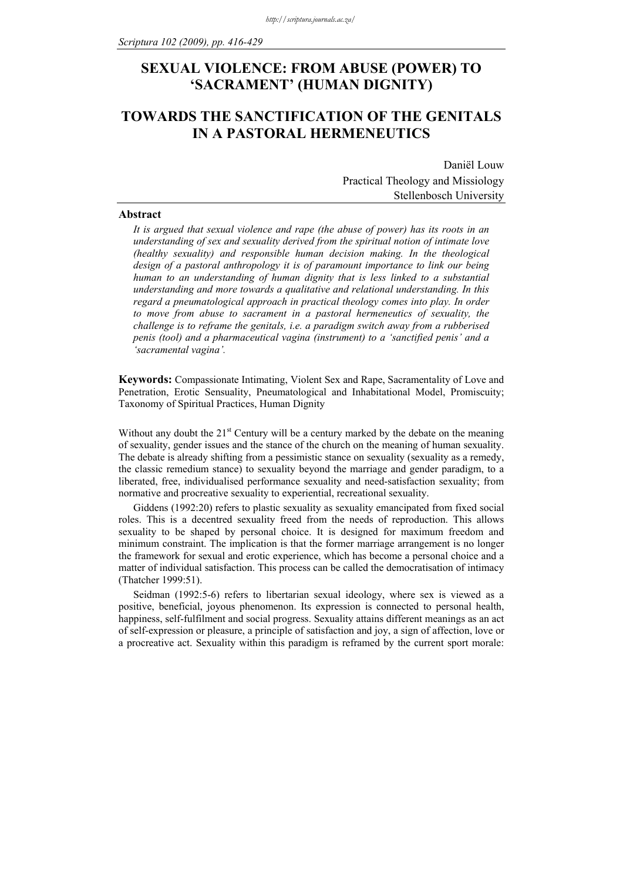# SEXUAL VIOLENCE: FROM ABUSE (POWER) TO 'SACRAMENT' (HUMAN DIGNITY)

# TOWARDS THE SANCTIFICATION OF THE GENITALS IN A PASTORAL HERMENEUTICS

Daniël Louw  
Practical Theology and Missiology  
Stellenbosch University

## Abstract

*It is argued that sexual violence and rape (the abuse of power) has its roots in an understanding of sex and sexuality derived from the spiritual notion of intimate love (healthy sexuality) and responsible human decision making. In the theological design of a pastoral anthropology it is of paramount importance to link our being human to an understanding of human dignity that is less linked to a substantial understanding and more towards a qualitative and relational understanding. In this regard a pneumatological approach in practical theology comes into play. In order to move from abuse to sacrament in a pastoral hermeneutics of sexuality, the challenge is to reframe the genitals, i.e. a paradigm switch away from a rubberised penis (tool) and a pharmaceutical vagina (instrument) to a 'sanctified penis' and a 'sacramental vagina'.*

**Keywords:** Compassionate Intimating, Violent Sex and Rape, Sacramentality of Love and Penetration, Erotic Sensuality, Pneumatological and Inhabitational Model, Promiscuity; Taxonomy of Spiritual Practices, Human Dignity

Without any doubt the 21st Century will be a century marked by the debate on the meaning of sexuality, gender issues and the stance of the church on the meaning of human sexuality. The debate is already shifting from a pessimistic stance on sexuality (sexuality as a remedy, the classic remedium stance) to sexuality beyond the marriage and gender paradigm, to a liberated, free, individualised performance sexuality and need-satisfaction sexuality; from normative and procreative sexuality to experiential, recreational sexuality.

Giddens (1992:20) refers to plastic sexuality as sexuality emancipated from fixed social roles. This is a decentred sexuality freed from the needs of reproduction. This allows sexuality to be shaped by personal choice. It is designed for maximum freedom and minimum constraint. The implication is that the former marriage arrangement is no longer the framework for sexual and erotic experience, which has become a personal choice and a matter of individual satisfaction. This process can be called the democratisation of intimacy (Thatcher 1999:51).

Seidman (1992:5-6) refers to libertarian sexual ideology, where sex is viewed as a positive, beneficial, joyous phenomenon. Its expression is connected to personal health, happiness, self-fulfilment and social progress. Sexuality attains different meanings as an act of self-expression or pleasure, a principle of satisfaction and joy, a sign of affection, love or a procreative act. Sexuality within this paradigm is reframed by the current sport morale: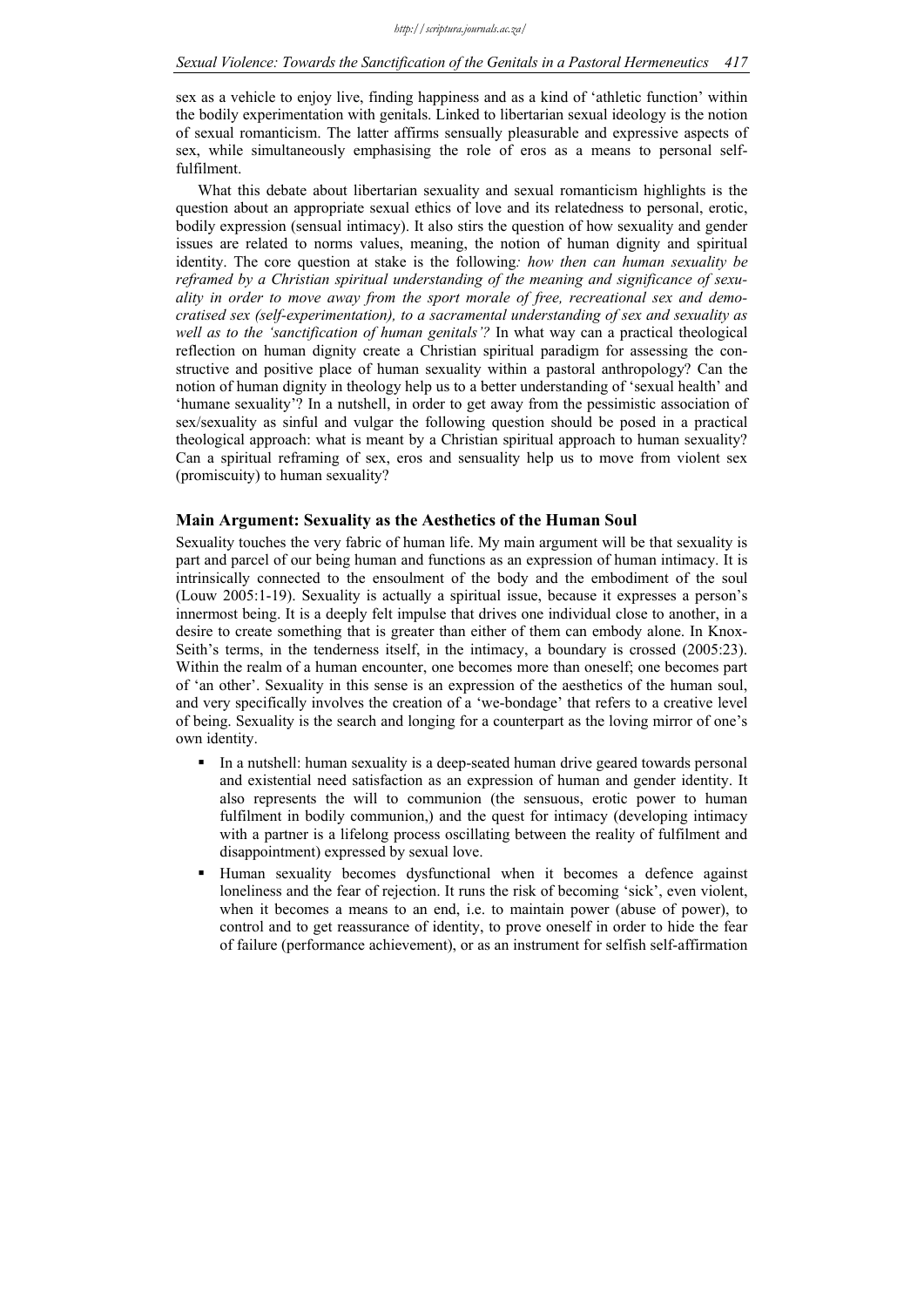sex as a vehicle to enjoy live, finding happiness and as a kind of 'athletic function' within the bodily experimentation with genitals. Linked to libertarian sexual ideology is the notion of sexual romanticism. The latter affirms sensually pleasurable and expressive aspects of sex, while simultaneously emphasising the role of eros as a means to personal self-fulfilment.

What this debate about libertarian sexuality and sexual romanticism highlights is the question about an appropriate sexual ethics of love and its relatedness to personal, erotic, bodily expression (sensual intimacy). It also stirs the question of how sexuality and gender issues are related to norms values, meaning, the notion of human dignity and spiritual identity. The core question at stake is the following*: how then can human sexuality be reframed by a Christian spiritual understanding of the meaning and significance of sexuality in order to move away from the sport morale of free, recreational sex and democratised sex (self-experimentation), to a sacramental understanding of sex and sexuality as well as to the 'sanctification of human genitals'?* In what way can a practical theological reflection on human dignity create a Christian spiritual paradigm for assessing the constructive and positive place of human sexuality within a pastoral anthropology? Can the notion of human dignity in theology help us to a better understanding of 'sexual health' and 'humane sexuality'? In a nutshell, in order to get away from the pessimistic association of sex/sexuality as sinful and vulgar the following question should be posed in a practical theological approach: what is meant by a Christian spiritual approach to human sexuality? Can a spiritual reframing of sex, eros and sensuality help us to move from violent sex (promiscuity) to human sexuality?

## Main Argument: Sexuality as the Aesthetics of the Human Soul

Sexuality touches the very fabric of human life. My main argument will be that sexuality is part and parcel of our being human and functions as an expression of human intimacy. It is intrinsically connected to the ensoulment of the body and the embodiment of the soul (Louw 2005:1-19). Sexuality is actually a spiritual issue, because it expresses a person's innermost being. It is a deeply felt impulse that drives one individual close to another, in a desire to create something that is greater than either of them can embody alone. In Knox-Seith's terms, in the tenderness itself, in the intimacy, a boundary is crossed (2005:23). Within the realm of a human encounter, one becomes more than oneself; one becomes part of 'an other'. Sexuality in this sense is an expression of the aesthetics of the human soul, and very specifically involves the creation of a 'we-bondage' that refers to a creative level of being. Sexuality is the search and longing for a counterpart as the loving mirror of one's own identity.

- In a nutshell: human sexuality is a deep-seated human drive geared towards personal and existential need satisfaction as an expression of human and gender identity. It also represents the will to communion (the sensuous, erotic power to human fulfilment in bodily communion,) and the quest for intimacy (developing intimacy with a partner is a lifelong process oscillating between the reality of fulfilment and disappointment) expressed by sexual love.
- Human sexuality becomes dysfunctional when it becomes a defence against loneliness and the fear of rejection. It runs the risk of becoming 'sick', even violent, when it becomes a means to an end, i.e. to maintain power (abuse of power), to control and to get reassurance of identity, to prove oneself in order to hide the fear of failure (performance achievement), or as an instrument for selfish self-affirmation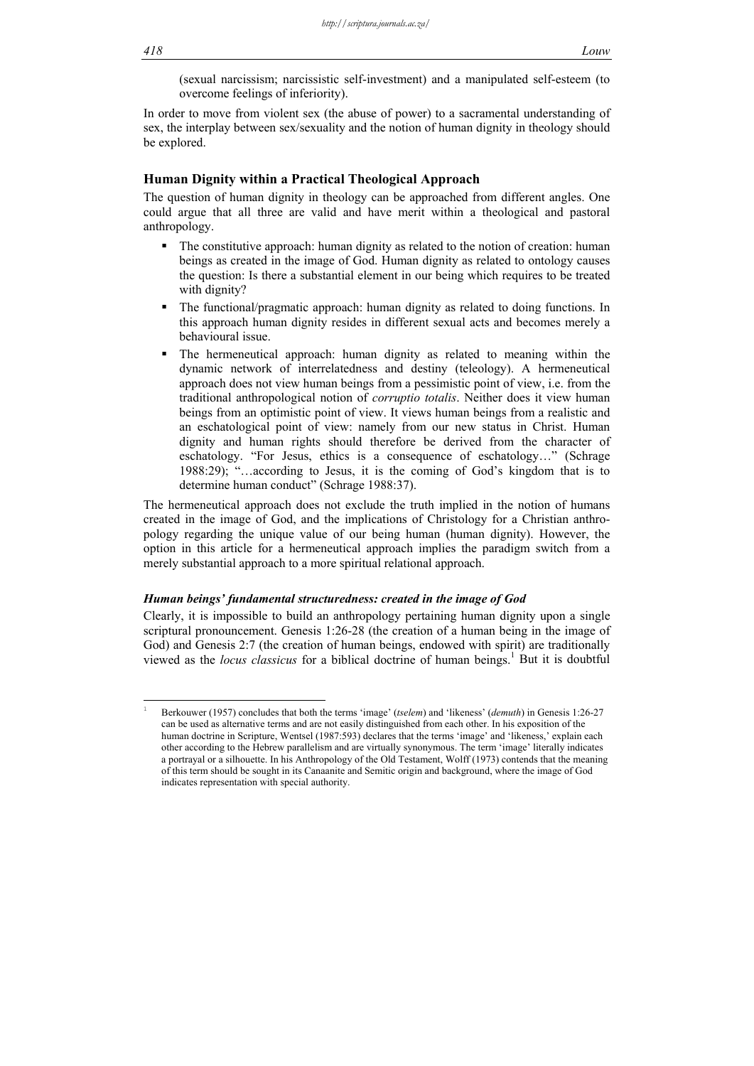(sexual narcissism; narcissistic self-investment) and a manipulated self-esteem (to overcome feelings of inferiority).

In order to move from violent sex (the abuse of power) to a sacramental understanding of sex, the interplay between sex/sexuality and the notion of human dignity in theology should be explored.

## Human Dignity within a Practical Theological Approach

The question of human dignity in theology can be approached from different angles. One could argue that all three are valid and have merit within a theological and pastoral anthropology.

- The constitutive approach: human dignity as related to the notion of creation: human beings as created in the image of God. Human dignity as related to ontology causes the question: Is there a substantial element in our being which requires to be treated with dignity?
- The functional/pragmatic approach: human dignity as related to doing functions. In this approach human dignity resides in different sexual acts and becomes merely a behavioural issue.
- The hermeneutical approach: human dignity as related to meaning within the dynamic network of interrelatedness and destiny (teleology). A hermeneutical approach does not view human beings from a pessimistic point of view, i.e. from the traditional anthropological notion of *corruptio totalis*. Neither does it view human beings from an optimistic point of view. It views human beings from a realistic and an eschatological point of view: namely from our new status in Christ. Human dignity and human rights should therefore be derived from the character of eschatology. "For Jesus, ethics is a consequence of eschatology…" (Schrage 1988:29); "…according to Jesus, it is the coming of God's kingdom that is to determine human conduct" (Schrage 1988:37).

The hermeneutical approach does not exclude the truth implied in the notion of humans created in the image of God, and the implications of Christology for a Christian anthropology regarding the unique value of our being human (human dignity). However, the option in this article for a hermeneutical approach implies the paradigm switch from a merely substantial approach to a more spiritual relational approach.

### *Human beings' fundamental structuredness: created in the image of God*

Clearly, it is impossible to build an anthropology pertaining human dignity upon a single scriptural pronouncement. Genesis 1:26-28 (the creation of a human being in the image of God) and Genesis 2:7 (the creation of human beings, endowed with spirit) are traditionally viewed as the *locus classicus* for a biblical doctrine of human beings.[1] But it is doubtful

[1] Berkouwer (1957) concludes that both the terms 'image' (*tselem*) and 'likeness' (*demuth*) in Genesis 1:26-27 can be used as alternative terms and are not easily distinguished from each other. In his exposition of the human doctrine in Scripture, Wentsel (1987:593) declares that the terms 'image' and 'likeness,' explain each other according to the Hebrew parallelism and are virtually synonymous. The term 'image' literally indicates a portrayal or a silhouette. In his Anthropology of the Old Testament, Wolff (1973) contends that the meaning of this term should be sought in its Canaanite and Semitic origin and background, where the image of God indicates representation with special authority.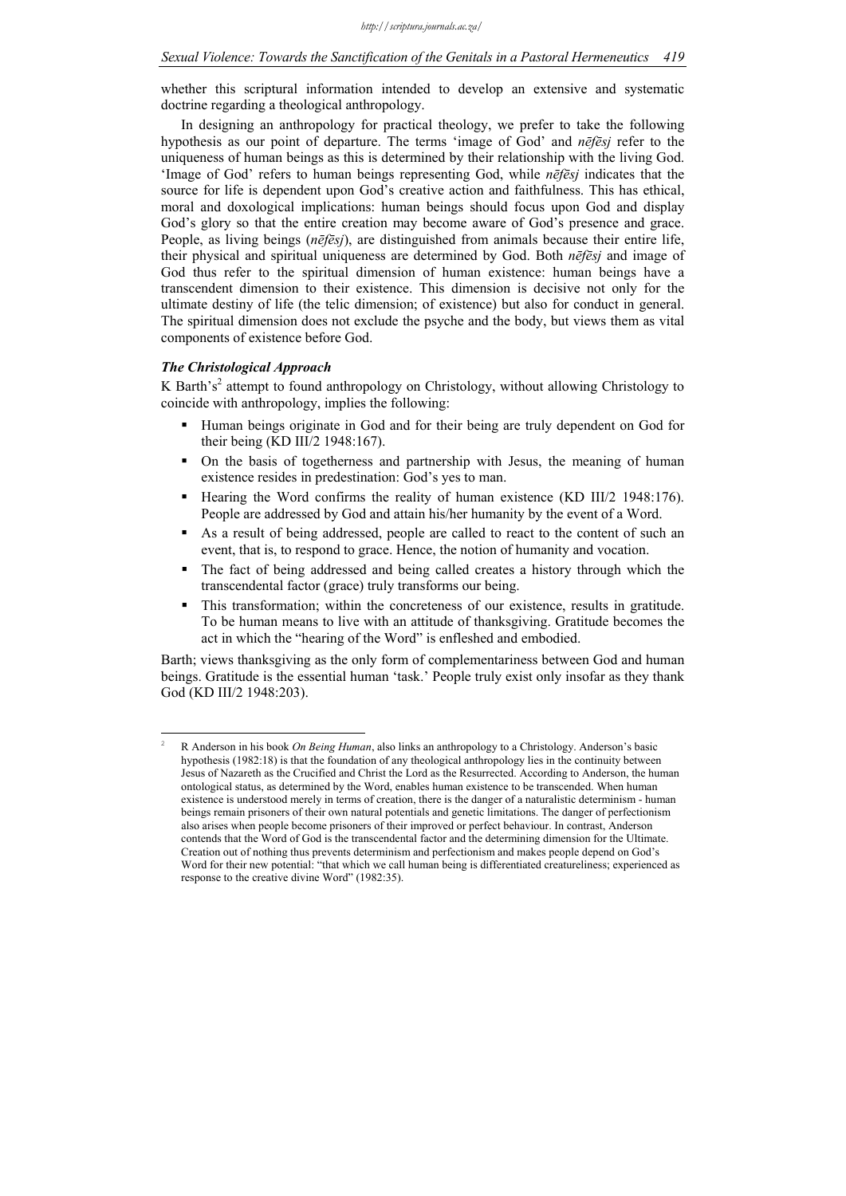whether this scriptural information intended to develop an extensive and systematic doctrine regarding a theological anthropology.

In designing an anthropology for practical theology, we prefer to take the following hypothesis as our point of departure. The terms 'image of God' and *nēfēsj* refer to the uniqueness of human beings as this is determined by their relationship with the living God. 'Image of God' refers to human beings representing God, while *nēfēsj* indicates that the source for life is dependent upon God's creative action and faithfulness. This has ethical, moral and doxological implications: human beings should focus upon God and display God's glory so that the entire creation may become aware of God's presence and grace. People, as living beings (*nēfēsj*), are distinguished from animals because their entire life, their physical and spiritual uniqueness are determined by God. Both *nēfēsj* and image of God thus refer to the spiritual dimension of human existence: human beings have a transcendent dimension to their existence. This dimension is decisive not only for the ultimate destiny of life (the telic dimension; of existence) but also for conduct in general. The spiritual dimension does not exclude the psyche and the body, but views them as vital components of existence before God.

### *The Christological Approach*

K Barth's[2] attempt to found anthropology on Christology, without allowing Christology to coincide with anthropology, implies the following:

- Human beings originate in God and for their being are truly dependent on God for their being (KD III/2 1948:167).
- On the basis of togetherness and partnership with Jesus, the meaning of human existence resides in predestination: God's yes to man.
- Hearing the Word confirms the reality of human existence (KD III/2 1948:176). People are addressed by God and attain his/her humanity by the event of a Word.
- As a result of being addressed, people are called to react to the content of such an event, that is, to respond to grace. Hence, the notion of humanity and vocation.
- The fact of being addressed and being called creates a history through which the transcendental factor (grace) truly transforms our being.
- This transformation; within the concreteness of our existence, results in gratitude. To be human means to live with an attitude of thanksgiving. Gratitude becomes the act in which the "hearing of the Word" is enfleshed and embodied.

Barth; views thanksgiving as the only form of complementariness between God and human beings. Gratitude is the essential human 'task.' People truly exist only insofar as they thank God (KD III/2 1948:203).

---

[2] R Anderson in his book *On Being Human*, also links an anthropology to a Christology. Anderson's basic hypothesis (1982:18) is that the foundation of any theological anthropology lies in the continuity between Jesus of Nazareth as the Crucified and Christ the Lord as the Resurrected. According to Anderson, the human ontological status, as determined by the Word, enables human existence to be transcended. When human existence is understood merely in terms of creation, there is the danger of a naturalistic determinism - human beings remain prisoners of their own natural potentials and genetic limitations. The danger of perfectionism also arises when people become prisoners of their improved or perfect behaviour. In contrast, Anderson contends that the Word of God is the transcendental factor and the determining dimension for the Ultimate. Creation out of nothing thus prevents determinism and perfectionism and makes people depend on God's Word for their new potential: "that which we call human being is differentiated creatureliness; experienced as response to the creative divine Word" (1982:35).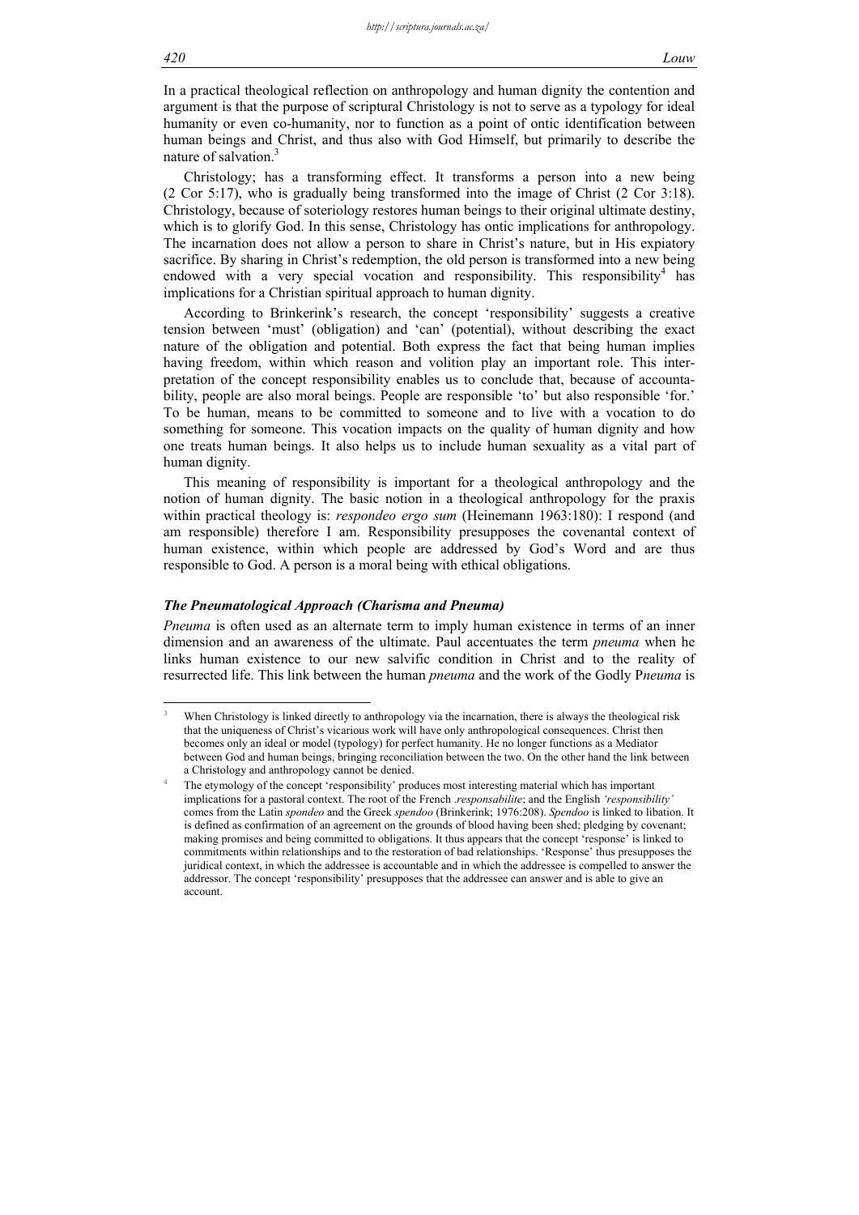In a practical theological reflection on anthropology and human dignity the contention and argument is that the purpose of scriptural Christology is not to serve as a typology for ideal humanity or even co-humanity, nor to function as a point of ontic identification between human beings and Christ, and thus also with God Himself, but primarily to describe the nature of salvation.[3]

Christology; has a transforming effect. It transforms a person into a new being (2 Cor 5:17), who is gradually being transformed into the image of Christ (2 Cor 3:18). Christology, because of soteriology restores human beings to their original ultimate destiny, which is to glorify God. In this sense, Christology has ontic implications for anthropology. The incarnation does not allow a person to share in Christ's nature, but in His expiatory sacrifice. By sharing in Christ's redemption, the old person is transformed into a new being endowed with a very special vocation and responsibility. This responsibility[4] has implications for a Christian spiritual approach to human dignity.

According to Brinkerink's research, the concept 'responsibility' suggests a creative tension between 'must' (obligation) and 'can' (potential), without describing the exact nature of the obligation and potential. Both express the fact that being human implies having freedom, within which reason and volition play an important role. This interpretation of the concept responsibility enables us to conclude that, because of accountability, people are also moral beings. People are responsible 'to' but also responsible 'for.' To be human, means to be committed to someone and to live with a vocation to do something for someone. This vocation impacts on the quality of human dignity and how one treats human beings. It also helps us to include human sexuality as a vital part of human dignity.

This meaning of responsibility is important for a theological anthropology and the notion of human dignity. The basic notion in a theological anthropology for the praxis within practical theology is: *respondeo ergo sum* (Heinemann 1963:180): I respond (and am responsible) therefore I am. Responsibility presupposes the covenantal context of human existence, within which people are addressed by God's Word and are thus responsible to God. A person is a moral being with ethical obligations.

### *The Pneumatological Approach (Charisma and Pneuma)*

*Pneuma* is often used as an alternate term to imply human existence in terms of an inner dimension and an awareness of the ultimate. Paul accentuates the term *pneuma* when he links human existence to our new salvific condition in Christ and to the reality of resurrected life. This link between the human *pneuma* and the work of the Godly P*neuma* is

---

[3] When Christology is linked directly to anthropology via the incarnation, there is always the theological risk that the uniqueness of Christ's vicarious work will have only anthropological consequences. Christ then becomes only an ideal or model (typology) for perfect humanity. He no longer functions as a Mediator between God and human beings, bringing reconciliation between the two. On the other hand the link between a Christology and anthropology cannot be denied.

[4] The etymology of the concept 'responsibility' produces most interesting material which has important implications for a pastoral context. The root of the French *.responsabilite*; and the English *'responsibility'* comes from the Latin *spondeo* and the Greek *spendoo* (Brinkerink; 1976:208). *Spendoo* is linked to libation. It is defined as confirmation of an agreement on the grounds of blood having been shed; pledging by covenant; making promises and being committed to obligations. It thus appears that the concept 'response' is linked to commitments within relationships and to the restoration of bad relationships. 'Response' thus presupposes the juridical context, in which the addressee is accountable and in which the addressee is compelled to answer the addressor. The concept 'responsibility' presupposes that the addressee can answer and is able to give an account.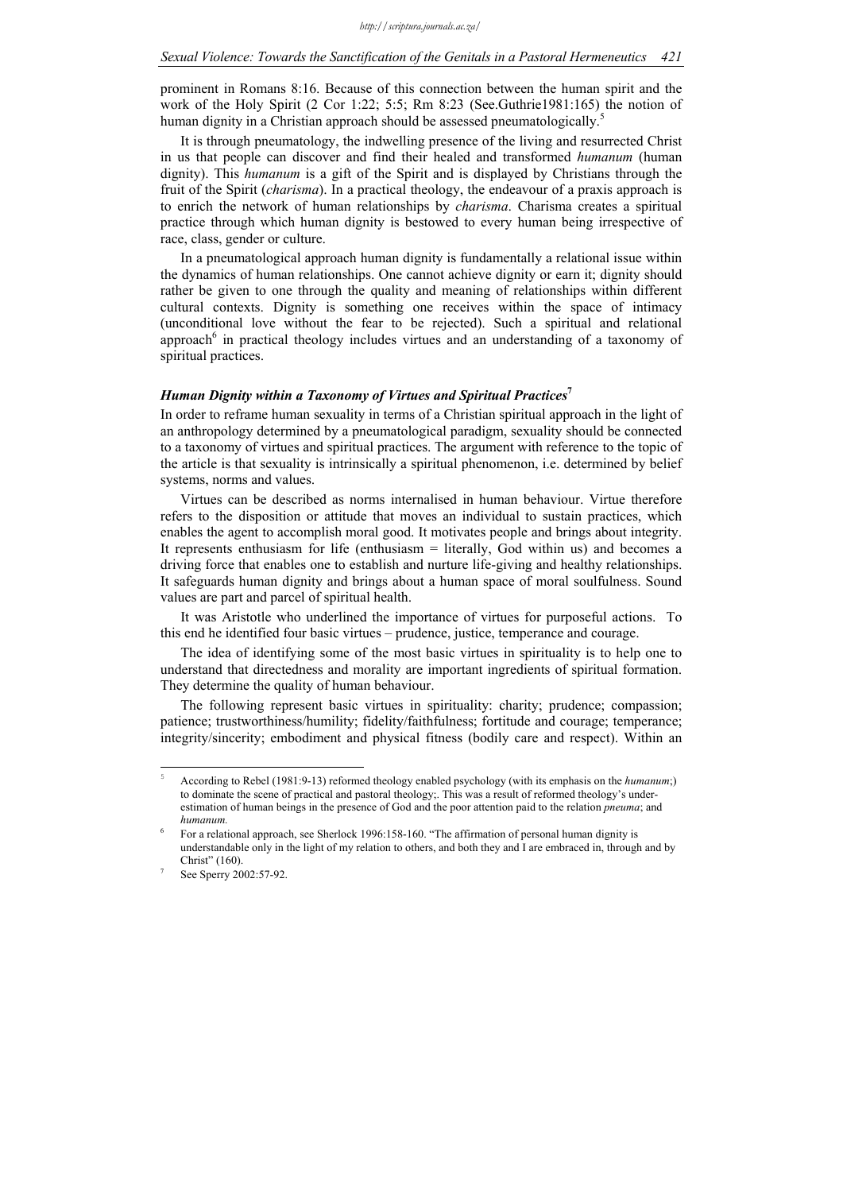prominent in Romans 8:16. Because of this connection between the human spirit and the work of the Holy Spirit (2 Cor 1:22; 5:5; Rm 8:23 (See.Guthrie1981:165) the notion of human dignity in a Christian approach should be assessed pneumatologically.[5]

It is through pneumatology, the indwelling presence of the living and resurrected Christ in us that people can discover and find their healed and transformed *humanum* (human dignity). This *humanum* is a gift of the Spirit and is displayed by Christians through the fruit of the Spirit (*charisma*). In a practical theology, the endeavour of a praxis approach is to enrich the network of human relationships by *charisma*. Charisma creates a spiritual practice through which human dignity is bestowed to every human being irrespective of race, class, gender or culture.

In a pneumatological approach human dignity is fundamentally a relational issue within the dynamics of human relationships. One cannot achieve dignity or earn it; dignity should rather be given to one through the quality and meaning of relationships within different cultural contexts. Dignity is something one receives within the space of intimacy (unconditional love without the fear to be rejected). Such a spiritual and relational approach[6] in practical theology includes virtues and an understanding of a taxonomy of spiritual practices.

### *Human Dignity within a Taxonomy of Virtues and Spiritual Practices*[7]

In order to reframe human sexuality in terms of a Christian spiritual approach in the light of an anthropology determined by a pneumatological paradigm, sexuality should be connected to a taxonomy of virtues and spiritual practices. The argument with reference to the topic of the article is that sexuality is intrinsically a spiritual phenomenon, i.e. determined by belief systems, norms and values.

Virtues can be described as norms internalised in human behaviour. Virtue therefore refers to the disposition or attitude that moves an individual to sustain practices, which enables the agent to accomplish moral good. It motivates people and brings about integrity. It represents enthusiasm for life (enthusiasm = literally, God within us) and becomes a driving force that enables one to establish and nurture life-giving and healthy relationships. It safeguards human dignity and brings about a human space of moral soulfulness. Sound values are part and parcel of spiritual health.

It was Aristotle who underlined the importance of virtues for purposeful actions. To this end he identified four basic virtues – prudence, justice, temperance and courage.

The idea of identifying some of the most basic virtues in spirituality is to help one to understand that directedness and morality are important ingredients of spiritual formation. They determine the quality of human behaviour.

The following represent basic virtues in spirituality: charity; prudence; compassion; patience; trustworthiness/humility; fidelity/faithfulness; fortitude and courage; temperance; integrity/sincerity; embodiment and physical fitness (bodily care and respect). Within an

---

[5] According to Rebel (1981:9-13) reformed theology enabled psychology (with its emphasis on the *humanum*;) to dominate the scene of practical and pastoral theology;. This was a result of reformed theology's under-estimation of human beings in the presence of God and the poor attention paid to the relation *pneuma*; and *humanum*.

[6] For a relational approach, see Sherlock 1996:158-160. "The affirmation of personal human dignity is understandable only in the light of my relation to others, and both they and I are embraced in, through and by Christ" (160).

[7] See Sperry 2002:57-92.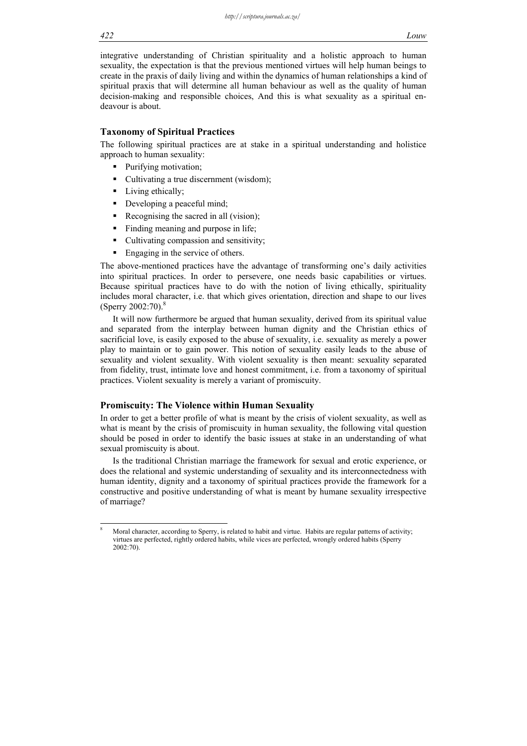integrative understanding of Christian spirituality and a holistic approach to human sexuality, the expectation is that the previous mentioned virtues will help human beings to create in the praxis of daily living and within the dynamics of human relationships a kind of spiritual praxis that will determine all human behaviour as well as the quality of human decision-making and responsible choices, And this is what sexuality as a spiritual endeavour is about.

## Taxonomy of Spiritual Practices

The following spiritual practices are at stake in a spiritual understanding and holistice approach to human sexuality:

- Purifying motivation;
- Cultivating a true discernment (wisdom);
- Living ethically;
- Developing a peaceful mind;
- Recognising the sacred in all (vision);
- Finding meaning and purpose in life;
- Cultivating compassion and sensitivity;
- Engaging in the service of others.

The above-mentioned practices have the advantage of transforming one's daily activities into spiritual practices. In order to persevere, one needs basic capabilities or virtues. Because spiritual practices have to do with the notion of living ethically, spirituality includes moral character, i.e. that which gives orientation, direction and shape to our lives (Sperry 2002:70).[8]

It will now furthermore be argued that human sexuality, derived from its spiritual value and separated from the interplay between human dignity and the Christian ethics of sacrificial love, is easily exposed to the abuse of sexuality, i.e. sexuality as merely a power play to maintain or to gain power. This notion of sexuality easily leads to the abuse of sexuality and violent sexuality. With violent sexuality is then meant: sexuality separated from fidelity, trust, intimate love and honest commitment, i.e. from a taxonomy of spiritual practices. Violent sexuality is merely a variant of promiscuity.

## Promiscuity: The Violence within Human Sexuality

In order to get a better profile of what is meant by the crisis of violent sexuality, as well as what is meant by the crisis of promiscuity in human sexuality, the following vital question should be posed in order to identify the basic issues at stake in an understanding of what sexual promiscuity is about.

Is the traditional Christian marriage the framework for sexual and erotic experience, or does the relational and systemic understanding of sexuality and its interconnectedness with human identity, dignity and a taxonomy of spiritual practices provide the framework for a constructive and positive understanding of what is meant by humane sexuality irrespective of marriage?

---

[8] Moral character, according to Sperry, is related to habit and virtue. Habits are regular patterns of activity; virtues are perfected, rightly ordered habits, while vices are perfected, wrongly ordered habits (Sperry 2002:70).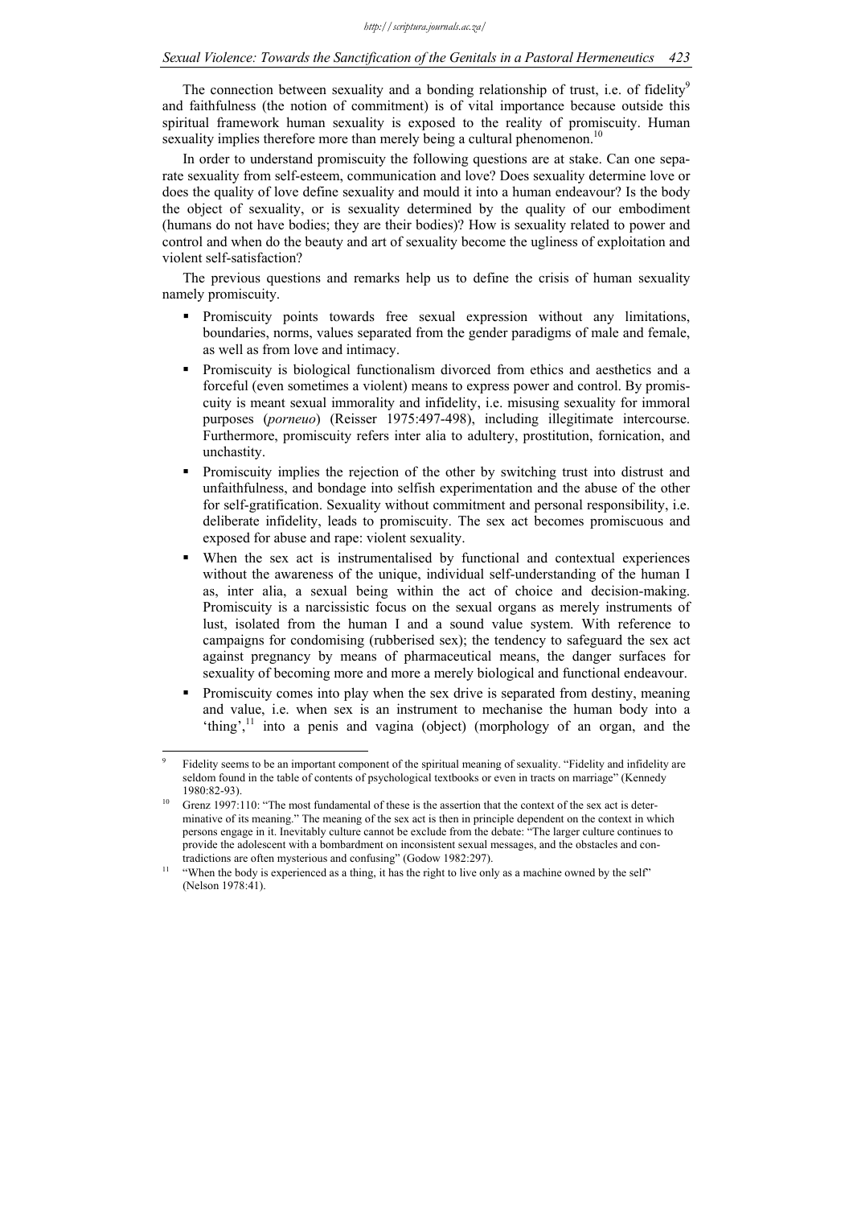The connection between sexuality and a bonding relationship of trust, i.e. of fidelity[9] and faithfulness (the notion of commitment) is of vital importance because outside this spiritual framework human sexuality is exposed to the reality of promiscuity. Human sexuality implies therefore more than merely being a cultural phenomenon.[10]

In order to understand promiscuity the following questions are at stake. Can one separate sexuality from self-esteem, communication and love? Does sexuality determine love or does the quality of love define sexuality and mould it into a human endeavour? Is the body the object of sexuality, or is sexuality determined by the quality of our embodiment (humans do not have bodies; they are their bodies)? How is sexuality related to power and control and when do the beauty and art of sexuality become the ugliness of exploitation and violent self-satisfaction?

The previous questions and remarks help us to define the crisis of human sexuality namely promiscuity.

- Promiscuity points towards free sexual expression without any limitations, boundaries, norms, values separated from the gender paradigms of male and female, as well as from love and intimacy.
- Promiscuity is biological functionalism divorced from ethics and aesthetics and a forceful (even sometimes a violent) means to express power and control. By promiscuity is meant sexual immorality and infidelity, i.e. misusing sexuality for immoral purposes (*porneuo*) (Reisser 1975:497-498), including illegitimate intercourse. Furthermore, promiscuity refers inter alia to adultery, prostitution, fornication, and unchastity.
- Promiscuity implies the rejection of the other by switching trust into distrust and unfaithfulness, and bondage into selfish experimentation and the abuse of the other for self-gratification. Sexuality without commitment and personal responsibility, i.e. deliberate infidelity, leads to promiscuity. The sex act becomes promiscuous and exposed for abuse and rape: violent sexuality.
- When the sex act is instrumentalised by functional and contextual experiences without the awareness of the unique, individual self-understanding of the human I as, inter alia, a sexual being within the act of choice and decision-making. Promiscuity is a narcissistic focus on the sexual organs as merely instruments of lust, isolated from the human I and a sound value system. With reference to campaigns for condomising (rubberised sex); the tendency to safeguard the sex act against pregnancy by means of pharmaceutical means, the danger surfaces for sexuality of becoming more and more a merely biological and functional endeavour.
- Promiscuity comes into play when the sex drive is separated from destiny, meaning and value, i.e. when sex is an instrument to mechanise the human body into a 'thing',[11] into a penis and vagina (object) (morphology of an organ, and the

---

[9] Fidelity seems to be an important component of the spiritual meaning of sexuality. "Fidelity and infidelity are seldom found in the table of contents of psychological textbooks or even in tracts on marriage" (Kennedy 1980:82-93).

[10] Grenz 1997:110: "The most fundamental of these is the assertion that the context of the sex act is determinative of its meaning." The meaning of the sex act is then in principle dependent on the context in which persons engage in it. Inevitably culture cannot be exclude from the debate: "The larger culture continues to provide the adolescent with a bombardment on inconsistent sexual messages, and the obstacles and contradictions are often mysterious and confusing" (Godow 1982:297).

[11] "When the body is experienced as a thing, it has the right to live only as a machine owned by the self" (Nelson 1978:41).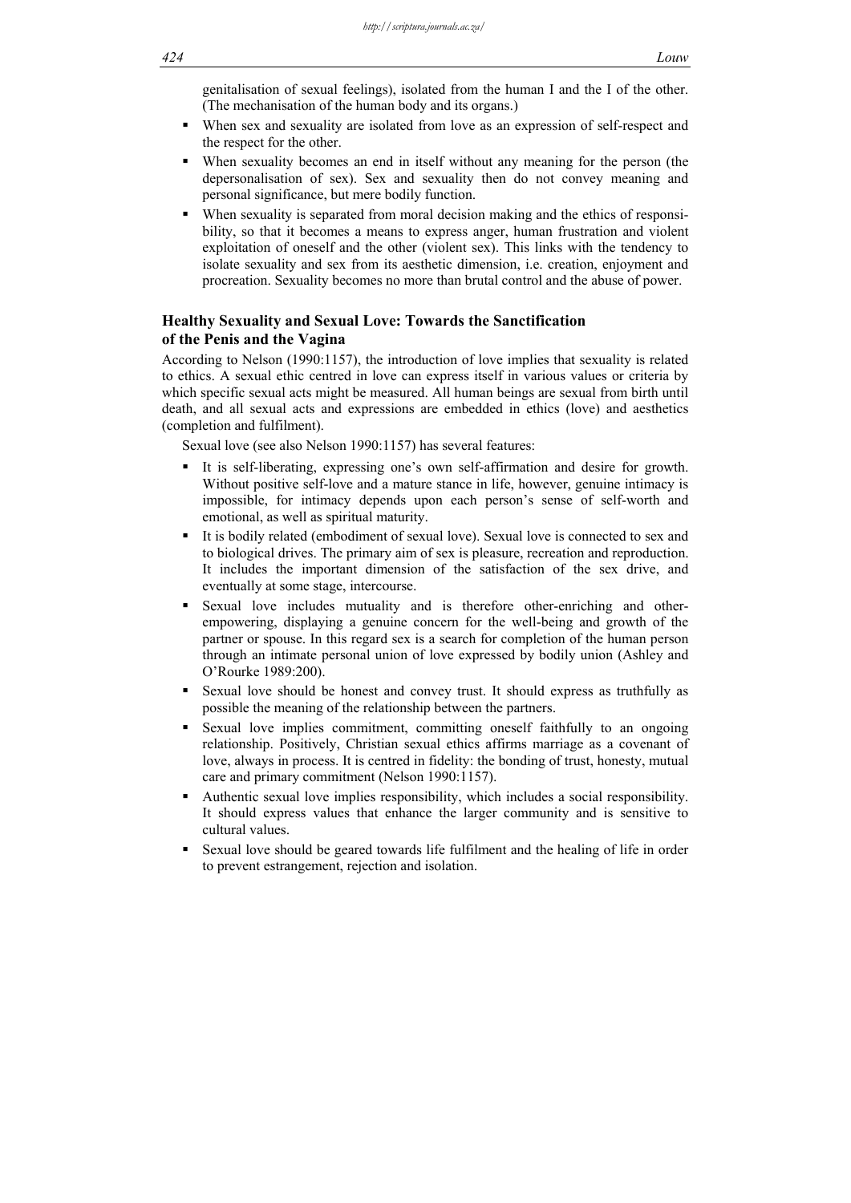genitalisation of sexual feelings), isolated from the human I and the I of the other. (The mechanisation of the human body and its organs.)

- When sex and sexuality are isolated from love as an expression of self-respect and the respect for the other.
- When sexuality becomes an end in itself without any meaning for the person (the depersonalisation of sex). Sex and sexuality then do not convey meaning and personal significance, but mere bodily function.
- When sexuality is separated from moral decision making and the ethics of responsibility, so that it becomes a means to express anger, human frustration and violent exploitation of oneself and the other (violent sex). This links with the tendency to isolate sexuality and sex from its aesthetic dimension, i.e. creation, enjoyment and procreation. Sexuality becomes no more than brutal control and the abuse of power.

## Healthy Sexuality and Sexual Love: Towards the Sanctification of the Penis and the Vagina

According to Nelson (1990:1157), the introduction of love implies that sexuality is related to ethics. A sexual ethic centred in love can express itself in various values or criteria by which specific sexual acts might be measured. All human beings are sexual from birth until death, and all sexual acts and expressions are embedded in ethics (love) and aesthetics (completion and fulfilment).

Sexual love (see also Nelson 1990:1157) has several features:

- It is self-liberating, expressing one's own self-affirmation and desire for growth. Without positive self-love and a mature stance in life, however, genuine intimacy is impossible, for intimacy depends upon each person's sense of self-worth and emotional, as well as spiritual maturity.
- It is bodily related (embodiment of sexual love). Sexual love is connected to sex and to biological drives. The primary aim of sex is pleasure, recreation and reproduction. It includes the important dimension of the satisfaction of the sex drive, and eventually at some stage, intercourse.
- Sexual love includes mutuality and is therefore other-enriching and other-empowering, displaying a genuine concern for the well-being and growth of the partner or spouse. In this regard sex is a search for completion of the human person through an intimate personal union of love expressed by bodily union (Ashley and O'Rourke 1989:200).
- Sexual love should be honest and convey trust. It should express as truthfully as possible the meaning of the relationship between the partners.
- Sexual love implies commitment, committing oneself faithfully to an ongoing relationship. Positively, Christian sexual ethics affirms marriage as a covenant of love, always in process. It is centred in fidelity: the bonding of trust, honesty, mutual care and primary commitment (Nelson 1990:1157).
- Authentic sexual love implies responsibility, which includes a social responsibility. It should express values that enhance the larger community and is sensitive to cultural values.
- Sexual love should be geared towards life fulfilment and the healing of life in order to prevent estrangement, rejection and isolation.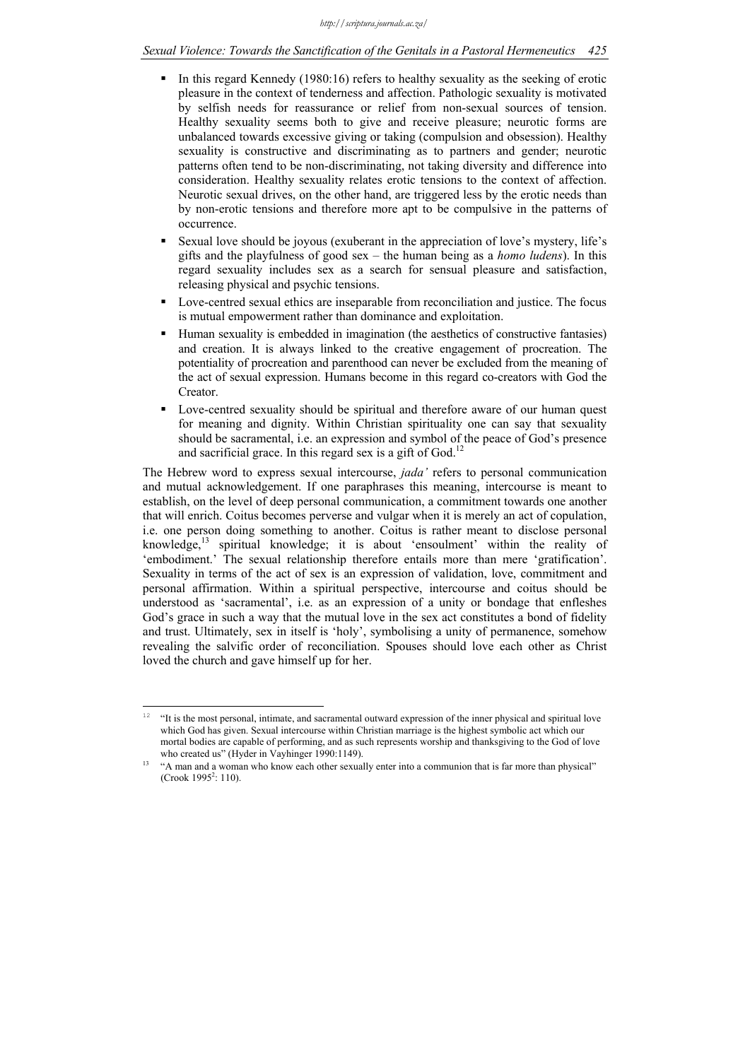- In this regard Kennedy (1980:16) refers to healthy sexuality as the seeking of erotic pleasure in the context of tenderness and affection. Pathologic sexuality is motivated by selfish needs for reassurance or relief from non-sexual sources of tension. Healthy sexuality seems both to give and receive pleasure; neurotic forms are unbalanced towards excessive giving or taking (compulsion and obsession). Healthy sexuality is constructive and discriminating as to partners and gender; neurotic patterns often tend to be non-discriminating, not taking diversity and difference into consideration. Healthy sexuality relates erotic tensions to the context of affection. Neurotic sexual drives, on the other hand, are triggered less by the erotic needs than by non-erotic tensions and therefore more apt to be compulsive in the patterns of occurrence.
- Sexual love should be joyous (exuberant in the appreciation of love's mystery, life's gifts and the playfulness of good sex – the human being as a *homo ludens*). In this regard sexuality includes sex as a search for sensual pleasure and satisfaction, releasing physical and psychic tensions.
- Love-centred sexual ethics are inseparable from reconciliation and justice. The focus is mutual empowerment rather than dominance and exploitation.
- Human sexuality is embedded in imagination (the aesthetics of constructive fantasies) and creation. It is always linked to the creative engagement of procreation. The potentiality of procreation and parenthood can never be excluded from the meaning of the act of sexual expression. Humans become in this regard co-creators with God the Creator.
- Love-centred sexuality should be spiritual and therefore aware of our human quest for meaning and dignity. Within Christian spirituality one can say that sexuality should be sacramental, i.e. an expression and symbol of the peace of God's presence and sacrificial grace. In this regard sex is a gift of God.[12]

The Hebrew word to express sexual intercourse, *jada'* refers to personal communication and mutual acknowledgement. If one paraphrases this meaning, intercourse is meant to establish, on the level of deep personal communication, a commitment towards one another that will enrich. Coitus becomes perverse and vulgar when it is merely an act of copulation, i.e. one person doing something to another. Coitus is rather meant to disclose personal knowledge,[13] spiritual knowledge; it is about 'ensoulment' within the reality of 'embodiment.' The sexual relationship therefore entails more than mere 'gratification'. Sexuality in terms of the act of sex is an expression of validation, love, commitment and personal affirmation. Within a spiritual perspective, intercourse and coitus should be understood as 'sacramental', i.e. as an expression of a unity or bondage that enfleshes God's grace in such a way that the mutual love in the sex act constitutes a bond of fidelity and trust. Ultimately, sex in itself is 'holy', symbolising a unity of permanence, somehow revealing the salvific order of reconciliation. Spouses should love each other as Christ loved the church and gave himself up for her.

---

[12] "It is the most personal, intimate, and sacramental outward expression of the inner physical and spiritual love which God has given. Sexual intercourse within Christian marriage is the highest symbolic act which our mortal bodies are capable of performing, and as such represents worship and thanksgiving to the God of love who created us" (Hyder in Vayhinger 1990:1149).

[13] "A man and a woman who know each other sexually enter into a communion that is far more than physical" (Crook 1995[2]: 110).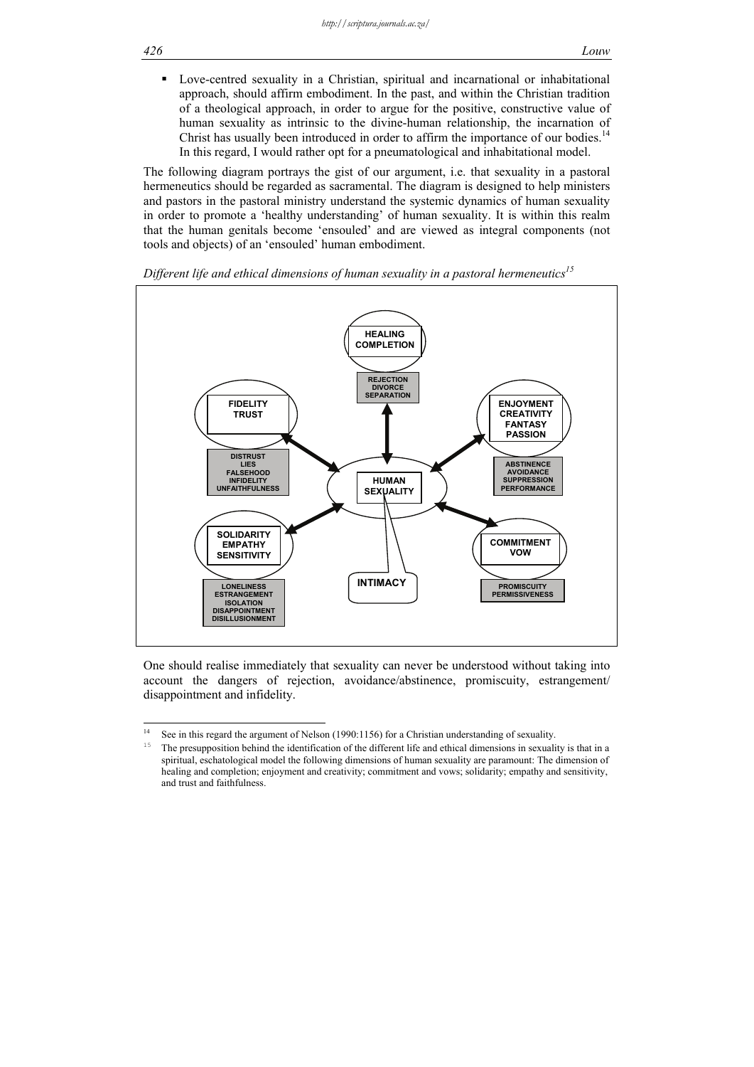- Love-centred sexuality in a Christian, spiritual and incarnational or inhabitational approach, should affirm embodiment. In the past, and within the Christian tradition of a theological approach, in order to argue for the positive, constructive value of human sexuality as intrinsic to the divine-human relationship, the incarnation of Christ has usually been introduced in order to affirm the importance of our bodies.[14] In this regard, I would rather opt for a pneumatological and inhabitational model.

The following diagram portrays the gist of our argument, i.e. that sexuality in a pastoral hermeneutics should be regarded as sacramental. The diagram is designed to help ministers and pastors in the pastoral ministry understand the systemic dynamics of human sexuality in order to promote a 'healthy understanding' of human sexuality. It is within this realm that the human genitals become 'ensouled' and are viewed as integral components (not tools and objects) of an 'ensouled' human embodiment.

*Different life and ethical dimensions of human sexuality in a pastoral hermeneutics*[15]

HUMAN SEXUALITY — INTIMACY

- HEALING COMPLETION — REJECTION DIVORCE SEPARATION
- ENJOYMENT CREATIVITY FANTASY PASSION — ABSTINENCE AVOIDANCE SUPPRESSION PERFORMANCE
- COMMITMENT VOW — PROMISCUITY PERMISSIVENESS
- SOLIDARITY EMPATHY SENSITIVITY — LONELINESS ESTRANGEMENT ISOLATION DISAPPOINTMENT DISILLUSIONMENT
- FIDELITY TRUST — DISTRUST LIES FALSEHOOD INFIDELITY UNFAITHFULNESS

One should realise immediately that sexuality can never be understood without taking into account the dangers of rejection, avoidance/abstinence, promiscuity, estrangement/disappointment and infidelity.

---

[14] See in this regard the argument of Nelson (1990:1156) for a Christian understanding of sexuality.

[15] The presupposition behind the identification of the different life and ethical dimensions in sexuality is that in a spiritual, eschatological model the following dimensions of human sexuality are paramount: The dimension of healing and completion; enjoyment and creativity; commitment and vows; solidarity; empathy and sensitivity, and trust and faithfulness.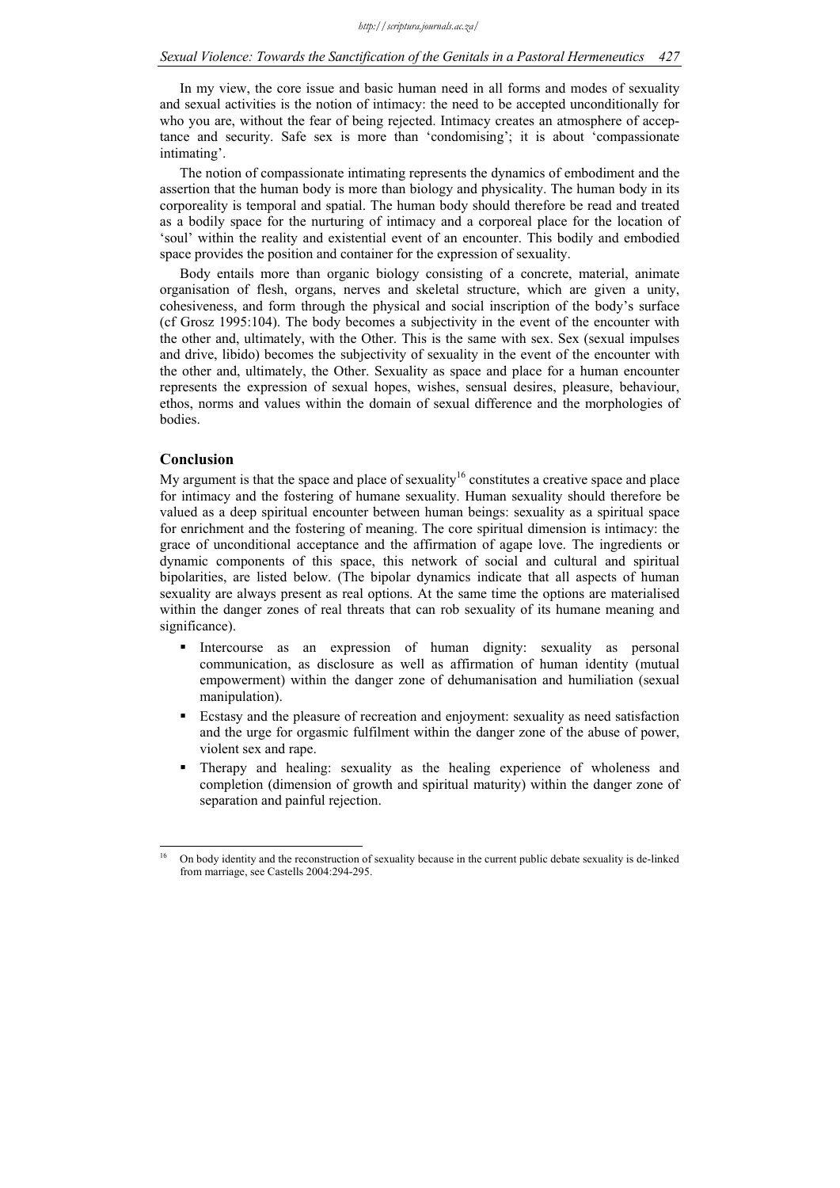In my view, the core issue and basic human need in all forms and modes of sexuality and sexual activities is the notion of intimacy: the need to be accepted unconditionally for who you are, without the fear of being rejected. Intimacy creates an atmosphere of acceptance and security. Safe sex is more than 'condomising'; it is about 'compassionate intimating'.

The notion of compassionate intimating represents the dynamics of embodiment and the assertion that the human body is more than biology and physicality. The human body in its corporeality is temporal and spatial. The human body should therefore be read and treated as a bodily space for the nurturing of intimacy and a corporeal place for the location of 'soul' within the reality and existential event of an encounter. This bodily and embodied space provides the position and container for the expression of sexuality.

Body entails more than organic biology consisting of a concrete, material, animate organisation of flesh, organs, nerves and skeletal structure, which are given a unity, cohesiveness, and form through the physical and social inscription of the body's surface (cf Grosz 1995:104). The body becomes a subjectivity in the event of the encounter with the other and, ultimately, with the Other. This is the same with sex. Sex (sexual impulses and drive, libido) becomes the subjectivity of sexuality in the event of the encounter with the other and, ultimately, the Other. Sexuality as space and place for a human encounter represents the expression of sexual hopes, wishes, sensual desires, pleasure, behaviour, ethos, norms and values within the domain of sexual difference and the morphologies of bodies.

## Conclusion

My argument is that the space and place of sexuality[16] constitutes a creative space and place for intimacy and the fostering of humane sexuality. Human sexuality should therefore be valued as a deep spiritual encounter between human beings: sexuality as a spiritual space for enrichment and the fostering of meaning. The core spiritual dimension is intimacy: the grace of unconditional acceptance and the affirmation of agape love. The ingredients or dynamic components of this space, this network of social and cultural and spiritual bipolarities, are listed below. (The bipolar dynamics indicate that all aspects of human sexuality are always present as real options. At the same time the options are materialised within the danger zones of real threats that can rob sexuality of its humane meaning and significance).

- Intercourse as an expression of human dignity: sexuality as personal communication, as disclosure as well as affirmation of human identity (mutual empowerment) within the danger zone of dehumanisation and humiliation (sexual manipulation).
- Ecstasy and the pleasure of recreation and enjoyment: sexuality as need satisfaction and the urge for orgasmic fulfilment within the danger zone of the abuse of power, violent sex and rape.
- Therapy and healing: sexuality as the healing experience of wholeness and completion (dimension of growth and spiritual maturity) within the danger zone of separation and painful rejection.

---

[16] On body identity and the reconstruction of sexuality because in the current public debate sexuality is de-linked from marriage, see Castells 2004:294-295.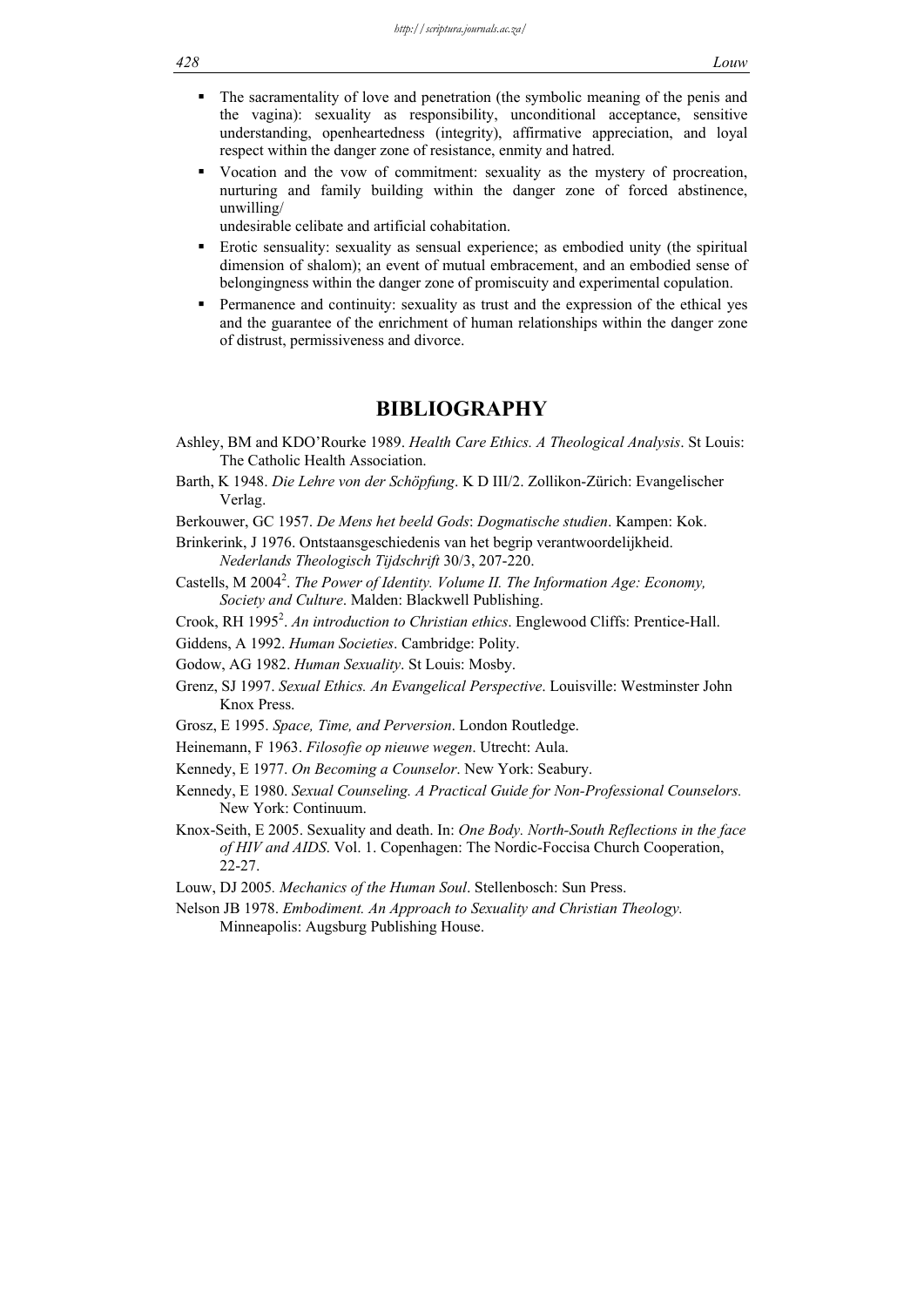- The sacramentality of love and penetration (the symbolic meaning of the penis and the vagina): sexuality as responsibility, unconditional acceptance, sensitive understanding, openheartedness (integrity), affirmative appreciation, and loyal respect within the danger zone of resistance, enmity and hatred.
- Vocation and the vow of commitment: sexuality as the mystery of procreation, nurturing and family building within the danger zone of forced abstinence, unwilling/
undesirable celibate and artificial cohabitation.
- Erotic sensuality: sexuality as sensual experience; as embodied unity (the spiritual dimension of shalom); an event of mutual embracement, and an embodied sense of belongingness within the danger zone of promiscuity and experimental copulation.
- Permanence and continuity: sexuality as trust and the expression of the ethical yes and the guarantee of the enrichment of human relationships within the danger zone of distrust, permissiveness and divorce.

## BIBLIOGRAPHY

Ashley, BM and KDO'Rourke 1989. *Health Care Ethics. A Theological Analysis*. St Louis: The Catholic Health Association.

Barth, K 1948. *Die Lehre von der Schöpfung*. K D III/2. Zollikon-Zürich: Evangelischer Verlag.

Berkouwer, GC 1957. *De Mens het beeld Gods*: *Dogmatische studien*. Kampen: Kok.

Brinkerink, J 1976. Ontstaansgeschiedenis van het begrip verantwoordelijkheid. *Nederlands Theologisch Tijdschrift* 30/3, 207-220.

Castells, M 2004[2]. *The Power of Identity. Volume II. The Information Age: Economy, Society and Culture*. Malden: Blackwell Publishing.

Crook, RH 1995[2]. *An introduction to Christian ethics*. Englewood Cliffs: Prentice-Hall.

Giddens, A 1992. *Human Societies*. Cambridge: Polity.

Godow, AG 1982. *Human Sexuality*. St Louis: Mosby.

Grenz, SJ 1997. *Sexual Ethics. An Evangelical Perspective*. Louisville: Westminster John Knox Press.

Grosz, E 1995. *Space, Time, and Perversion*. London Routledge.

Heinemann, F 1963. *Filosofie op nieuwe wegen*. Utrecht: Aula.

Kennedy, E 1977. *On Becoming a Counselor*. New York: Seabury.

Kennedy, E 1980. *Sexual Counseling. A Practical Guide for Non-Professional Counselors.* New York: Continuum.

Knox-Seith, E 2005. Sexuality and death. In: *One Body. North-South Reflections in the face of HIV and AIDS*. Vol. 1. Copenhagen: The Nordic-Foccisa Church Cooperation, 22-27.

Louw, DJ 2005*. Mechanics of the Human Soul*. Stellenbosch: Sun Press.

Nelson JB 1978. *Embodiment. An Approach to Sexuality and Christian Theology.* Minneapolis: Augsburg Publishing House.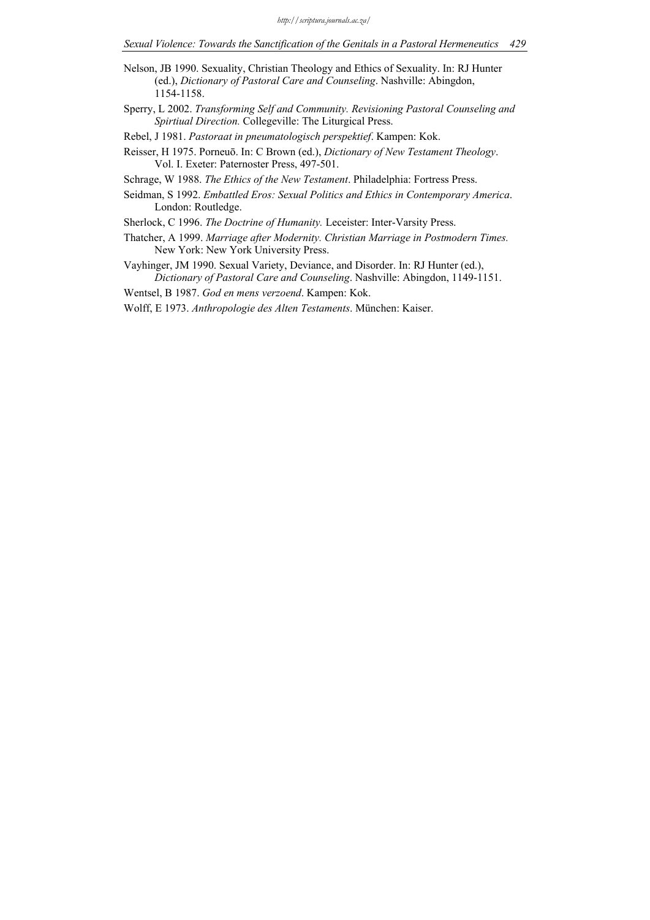Nelson, JB 1990. Sexuality, Christian Theology and Ethics of Sexuality. In: RJ Hunter (ed.), *Dictionary of Pastoral Care and Counseling*. Nashville: Abingdon, 1154-1158.

Sperry, L 2002. *Transforming Self and Community. Revisioning Pastoral Counseling and Spirtiual Direction.* Collegeville: The Liturgical Press.

Rebel, J 1981. *Pastoraat in pneumatologisch perspektief*. Kampen: Kok.

Reisser, H 1975. Porneuō. In: C Brown (ed.), *Dictionary of New Testament Theology*. Vol. I. Exeter: Paternoster Press, 497-501.

Schrage, W 1988. *The Ethics of the New Testament*. Philadelphia: Fortress Press.

Seidman, S 1992. *Embattled Eros: Sexual Politics and Ethics in Contemporary America*. London: Routledge.

Sherlock, C 1996. *The Doctrine of Humanity.* Leceister: Inter-Varsity Press.

Thatcher, A 1999. *Marriage after Modernity. Christian Marriage in Postmodern Times.* New York: New York University Press.

Vayhinger, JM 1990. Sexual Variety, Deviance, and Disorder. In: RJ Hunter (ed.), *Dictionary of Pastoral Care and Counseling*. Nashville: Abingdon, 1149-1151.

Wentsel, B 1987. *God en mens verzoend*. Kampen: Kok.

Wolff, E 1973. *Anthropologie des Alten Testaments*. München: Kaiser.